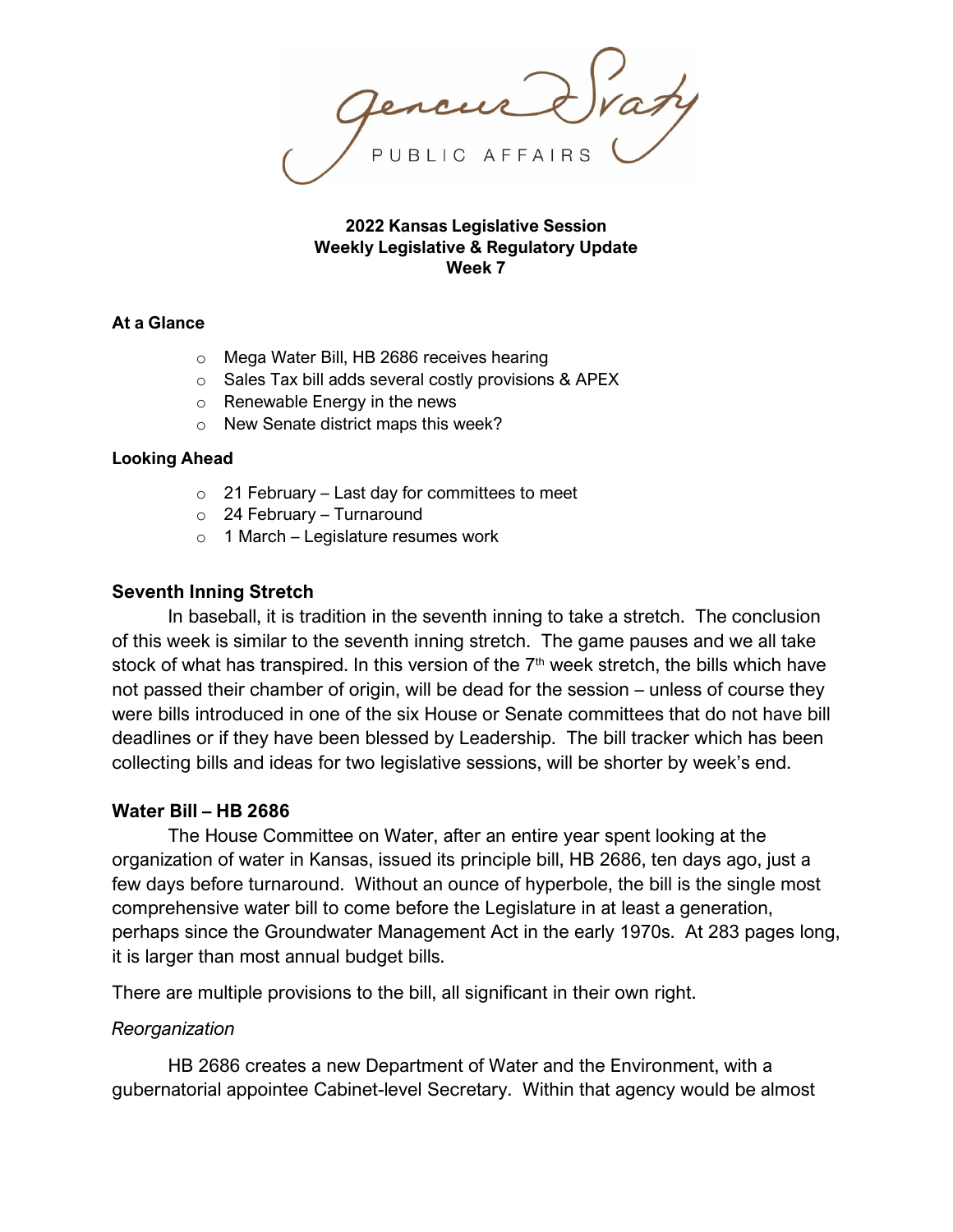Gencur Svaty
PUBLIC AFFAIRS

**2022 Kansas Legislative Session**
**Weekly Legislative & Regulatory Update**
**Week 7**

**At a Glance**

- Mega Water Bill, HB 2686 receives hearing
- Sales Tax bill adds several costly provisions & APEX
- Renewable Energy in the news
- New Senate district maps this week?

**Looking Ahead**

- 21 February – Last day for committees to meet
- 24 February – Turnaround
- 1 March – Legislature resumes work

## Seventh Inning Stretch

In baseball, it is tradition in the seventh inning to take a stretch. The conclusion of this week is similar to the seventh inning stretch. The game pauses and we all take stock of what has transpired. In this version of the 7th week stretch, the bills which have not passed their chamber of origin, will be dead for the session – unless of course they were bills introduced in one of the six House or Senate committees that do not have bill deadlines or if they have been blessed by Leadership. The bill tracker which has been collecting bills and ideas for two legislative sessions, will be shorter by week's end.

## Water Bill – HB 2686

The House Committee on Water, after an entire year spent looking at the organization of water in Kansas, issued its principle bill, HB 2686, ten days ago, just a few days before turnaround. Without an ounce of hyperbole, the bill is the single most comprehensive water bill to come before the Legislature in at least a generation, perhaps since the Groundwater Management Act in the early 1970s. At 283 pages long, it is larger than most annual budget bills.

There are multiple provisions to the bill, all significant in their own right.

*Reorganization*

HB 2686 creates a new Department of Water and the Environment, with a gubernatorial appointee Cabinet-level Secretary. Within that agency would be almost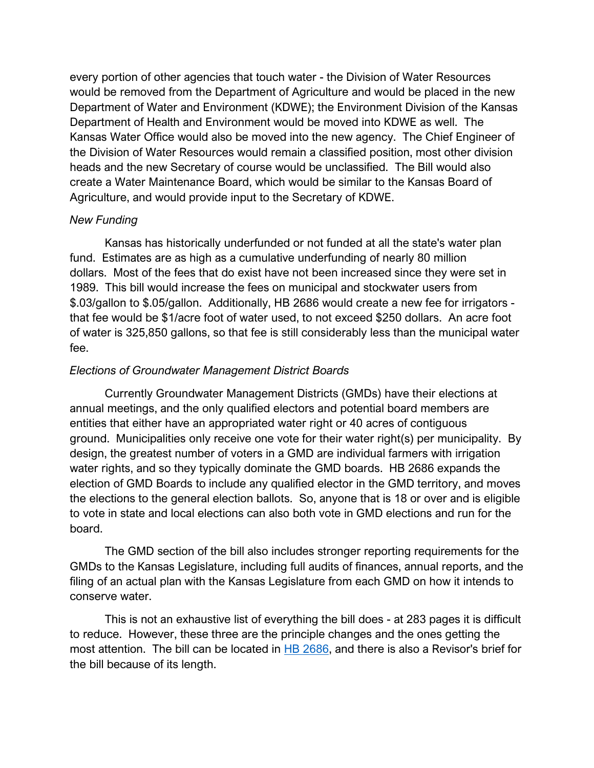every portion of other agencies that touch water - the Division of Water Resources would be removed from the Department of Agriculture and would be placed in the new Department of Water and Environment (KDWE); the Environment Division of the Kansas Department of Health and Environment would be moved into KDWE as well. The Kansas Water Office would also be moved into the new agency. The Chief Engineer of the Division of Water Resources would remain a classified position, most other division heads and the new Secretary of course would be unclassified. The Bill would also create a Water Maintenance Board, which would be similar to the Kansas Board of Agriculture, and would provide input to the Secretary of KDWE.

*New Funding*

Kansas has historically underfunded or not funded at all the state's water plan fund. Estimates are as high as a cumulative underfunding of nearly 80 million dollars. Most of the fees that do exist have not been increased since they were set in 1989. This bill would increase the fees on municipal and stockwater users from $.03/gallon to $.05/gallon. Additionally, HB 2686 would create a new fee for irrigators - that fee would be $1/acre foot of water used, to not exceed $250 dollars. An acre foot of water is 325,850 gallons, so that fee is still considerably less than the municipal water fee.

*Elections of Groundwater Management District Boards*

Currently Groundwater Management Districts (GMDs) have their elections at annual meetings, and the only qualified electors and potential board members are entities that either have an appropriated water right or 40 acres of contiguous ground. Municipalities only receive one vote for their water right(s) per municipality. By design, the greatest number of voters in a GMD are individual farmers with irrigation water rights, and so they typically dominate the GMD boards. HB 2686 expands the election of GMD Boards to include any qualified elector in the GMD territory, and moves the elections to the general election ballots. So, anyone that is 18 or over and is eligible to vote in state and local elections can also both vote in GMD elections and run for the board.

The GMD section of the bill also includes stronger reporting requirements for the GMDs to the Kansas Legislature, including full audits of finances, annual reports, and the filing of an actual plan with the Kansas Legislature from each GMD on how it intends to conserve water.

This is not an exhaustive list of everything the bill does - at 283 pages it is difficult to reduce. However, these three are the principle changes and the ones getting the most attention. The bill can be located in [HB 2686](), and there is also a Revisor's brief for the bill because of its length.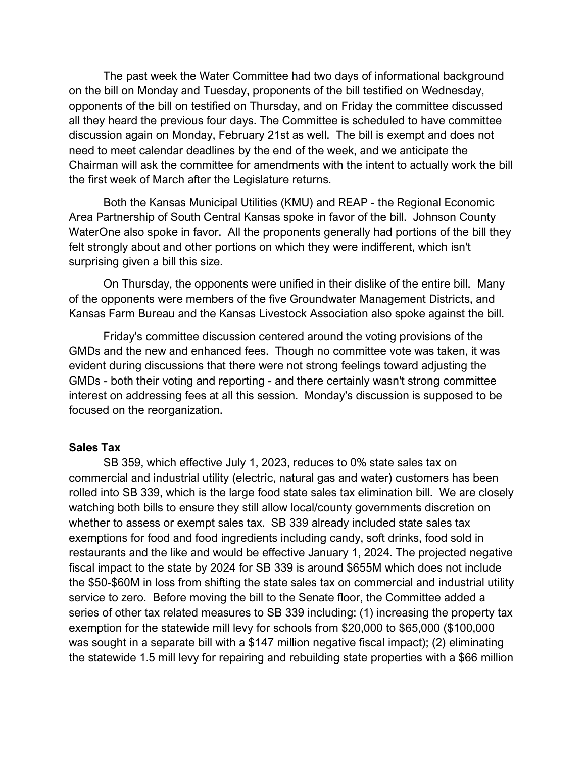The past week the Water Committee had two days of informational background on the bill on Monday and Tuesday, proponents of the bill testified on Wednesday, opponents of the bill on testified on Thursday, and on Friday the committee discussed all they heard the previous four days. The Committee is scheduled to have committee discussion again on Monday, February 21st as well. The bill is exempt and does not need to meet calendar deadlines by the end of the week, and we anticipate the Chairman will ask the committee for amendments with the intent to actually work the bill the first week of March after the Legislature returns.

Both the Kansas Municipal Utilities (KMU) and REAP - the Regional Economic Area Partnership of South Central Kansas spoke in favor of the bill. Johnson County WaterOne also spoke in favor. All the proponents generally had portions of the bill they felt strongly about and other portions on which they were indifferent, which isn't surprising given a bill this size.

On Thursday, the opponents were unified in their dislike of the entire bill. Many of the opponents were members of the five Groundwater Management Districts, and Kansas Farm Bureau and the Kansas Livestock Association also spoke against the bill.

Friday's committee discussion centered around the voting provisions of the GMDs and the new and enhanced fees. Though no committee vote was taken, it was evident during discussions that there were not strong feelings toward adjusting the GMDs - both their voting and reporting - and there certainly wasn't strong committee interest on addressing fees at all this session. Monday's discussion is supposed to be focused on the reorganization.

**Sales Tax**

SB 359, which effective July 1, 2023, reduces to 0% state sales tax on commercial and industrial utility (electric, natural gas and water) customers has been rolled into SB 339, which is the large food state sales tax elimination bill. We are closely watching both bills to ensure they still allow local/county governments discretion on whether to assess or exempt sales tax. SB 339 already included state sales tax exemptions for food and food ingredients including candy, soft drinks, food sold in restaurants and the like and would be effective January 1, 2024. The projected negative fiscal impact to the state by 2024 for SB 339 is around $655M which does not include the $50-$60M in loss from shifting the state sales tax on commercial and industrial utility service to zero. Before moving the bill to the Senate floor, the Committee added a series of other tax related measures to SB 339 including: (1) increasing the property tax exemption for the statewide mill levy for schools from $20,000 to $65,000 ($100,000 was sought in a separate bill with a $147 million negative fiscal impact); (2) eliminating the statewide 1.5 mill levy for repairing and rebuilding state properties with a $66 million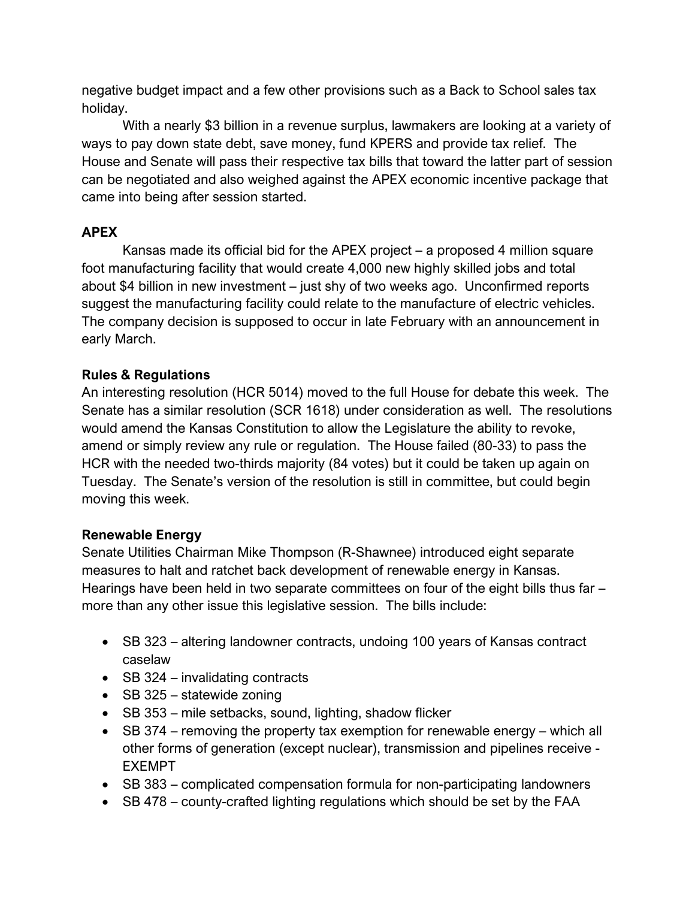negative budget impact and a few other provisions such as a Back to School sales tax holiday.

With a nearly $3 billion in a revenue surplus, lawmakers are looking at a variety of ways to pay down state debt, save money, fund KPERS and provide tax relief. The House and Senate will pass their respective tax bills that toward the latter part of session can be negotiated and also weighed against the APEX economic incentive package that came into being after session started.

**APEX**

Kansas made its official bid for the APEX project – a proposed 4 million square foot manufacturing facility that would create 4,000 new highly skilled jobs and total about $4 billion in new investment – just shy of two weeks ago. Unconfirmed reports suggest the manufacturing facility could relate to the manufacture of electric vehicles. The company decision is supposed to occur in late February with an announcement in early March.

**Rules & Regulations**

An interesting resolution (HCR 5014) moved to the full House for debate this week. The Senate has a similar resolution (SCR 1618) under consideration as well. The resolutions would amend the Kansas Constitution to allow the Legislature the ability to revoke, amend or simply review any rule or regulation. The House failed (80-33) to pass the HCR with the needed two-thirds majority (84 votes) but it could be taken up again on Tuesday. The Senate's version of the resolution is still in committee, but could begin moving this week.

**Renewable Energy**

Senate Utilities Chairman Mike Thompson (R-Shawnee) introduced eight separate measures to halt and ratchet back development of renewable energy in Kansas. Hearings have been held in two separate committees on four of the eight bills thus far – more than any other issue this legislative session. The bills include:

- SB 323 – altering landowner contracts, undoing 100 years of Kansas contract caselaw
- SB 324 – invalidating contracts
- SB 325 – statewide zoning
- SB 353 – mile setbacks, sound, lighting, shadow flicker
- SB 374 – removing the property tax exemption for renewable energy – which all other forms of generation (except nuclear), transmission and pipelines receive - EXEMPT
- SB 383 – complicated compensation formula for non-participating landowners
- SB 478 – county-crafted lighting regulations which should be set by the FAA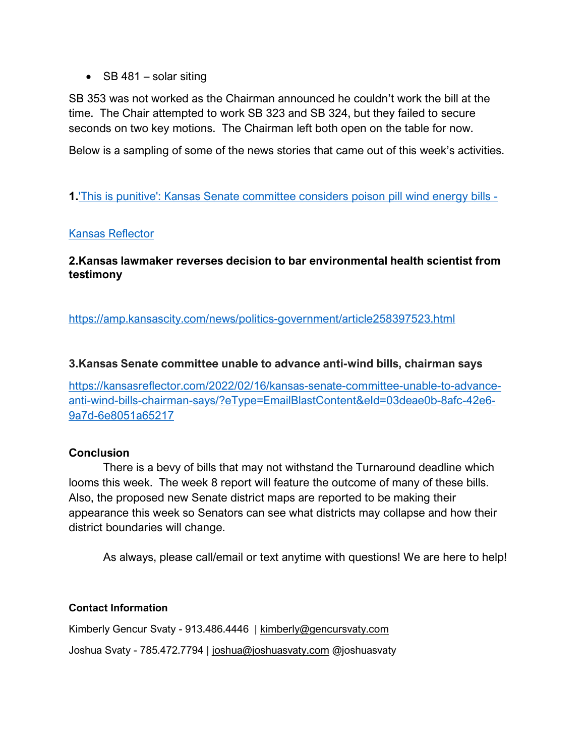- SB 481 – solar siting

SB 353 was not worked as the Chairman announced he couldn't work the bill at the time. The Chair attempted to work SB 323 and SB 324, but they failed to secure seconds on two key motions. The Chairman left both open on the table for now.

Below is a sampling of some of the news stories that came out of this week's activities.

**1.**['This is punitive': Kansas Senate committee considers poison pill wind energy bills - Kansas Reflector]

**2.Kansas lawmaker reverses decision to bar environmental health scientist from testimony**

https://amp.kansascity.com/news/politics-government/article258397523.html

**3.Kansas Senate committee unable to advance anti-wind bills, chairman says**

https://kansasreflector.com/2022/02/16/kansas-senate-committee-unable-to-advance-anti-wind-bills-chairman-says/?eType=EmailBlastContent&eId=03deae0b-8afc-42e6-9a7d-6e8051a65217

**Conclusion**

There is a bevy of bills that may not withstand the Turnaround deadline which looms this week. The week 8 report will feature the outcome of many of these bills. Also, the proposed new Senate district maps are reported to be making their appearance this week so Senators can see what districts may collapse and how their district boundaries will change.

As always, please call/email or text anytime with questions! We are here to help!

**Contact Information**

Kimberly Gencur Svaty - 913.486.4446 | kimberly@gencursvaty.com

Joshua Svaty - 785.472.7794 | joshua@joshuasvaty.com @joshuasvaty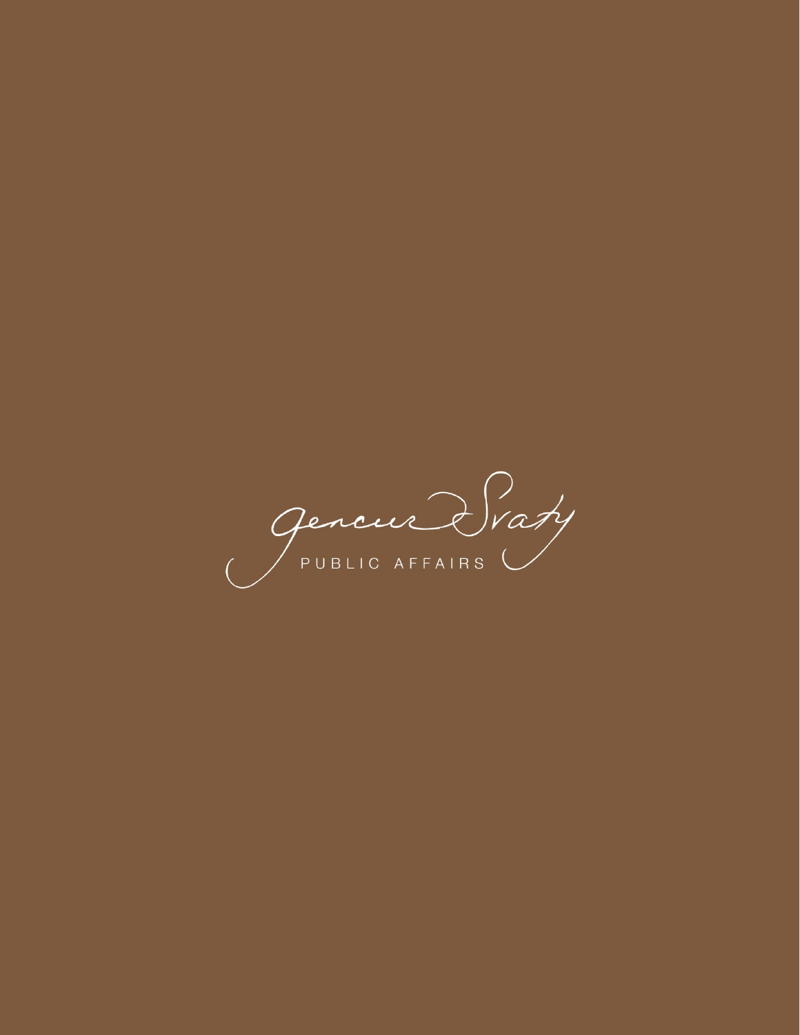Gencus Svaty

PUBLIC AFFAIRS